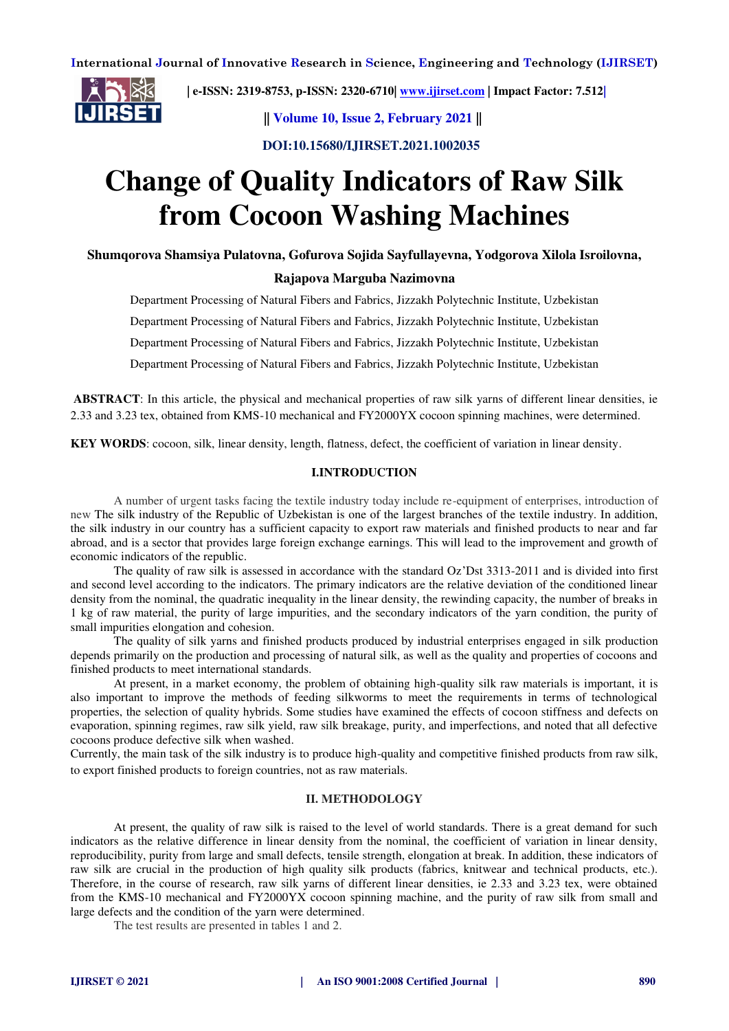# Change of Quality Indicators of Raw Silk from Cocoon Washing Machines

**Shumqorova Shamsiya Pulatovna, Gofurova Sojida Sayfullayevna, Yodgorova Xilola Isroilovna, Rajapova Marguba Nazimovna**

Department Processing of Natural Fibers and Fabrics, Jizzakh Polytechnic Institute, Uzbekistan

Department Processing of Natural Fibers and Fabrics, Jizzakh Polytechnic Institute, Uzbekistan

Department Processing of Natural Fibers and Fabrics, Jizzakh Polytechnic Institute, Uzbekistan

Department Processing of Natural Fibers and Fabrics, Jizzakh Polytechnic Institute, Uzbekistan

**ABSTRACT**: In this article, the physical and mechanical properties of raw silk yarns of different linear densities, ie 2.33 and 3.23 tex, obtained from KMS-10 mechanical and FY2000YX cocoon spinning machines, were determined.

**KEY WORDS**: cocoon, silk, linear density, length, flatness, defect, the coefficient of variation in linear density.

## I.INTRODUCTION

A number of urgent tasks facing the textile industry today include re-equipment of enterprises, introduction of new The silk industry of the Republic of Uzbekistan is one of the largest branches of the textile industry. In addition, the silk industry in our country has a sufficient capacity to export raw materials and finished products to near and far abroad, and is a sector that provides large foreign exchange earnings. This will lead to the improvement and growth of economic indicators of the republic.

The quality of raw silk is assessed in accordance with the standard Oz'Dst 3313-2011 and is divided into first and second level according to the indicators. The primary indicators are the relative deviation of the conditioned linear density from the nominal, the quadratic inequality in the linear density, the rewinding capacity, the number of breaks in 1 kg of raw material, the purity of large impurities, and the secondary indicators of the yarn condition, the purity of small impurities elongation and cohesion.

The quality of silk yarns and finished products produced by industrial enterprises engaged in silk production depends primarily on the production and processing of natural silk, as well as the quality and properties of cocoons and finished products to meet international standards.

At present, in a market economy, the problem of obtaining high-quality silk raw materials is important, it is also important to improve the methods of feeding silkworms to meet the requirements in terms of technological properties, the selection of quality hybrids. Some studies have examined the effects of cocoon stiffness and defects on evaporation, spinning regimes, raw silk yield, raw silk breakage, purity, and imperfections, and noted that all defective cocoons produce defective silk when washed.

Currently, the main task of the silk industry is to produce high-quality and competitive finished products from raw silk, to export finished products to foreign countries, not as raw materials.

## II. METHODOLOGY

At present, the quality of raw silk is raised to the level of world standards. There is a great demand for such indicators as the relative difference in linear density from the nominal, the coefficient of variation in linear density, reproducibility, purity from large and small defects, tensile strength, elongation at break. In addition, these indicators of raw silk are crucial in the production of high quality silk products (fabrics, knitwear and technical products, etc.). Therefore, in the course of research, raw silk yarns of different linear densities, ie 2.33 and 3.23 tex, were obtained from the KMS-10 mechanical and FY2000YX cocoon spinning machine, and the purity of raw silk from small and large defects and the condition of the yarn were determined.

The test results are presented in tables 1 and 2.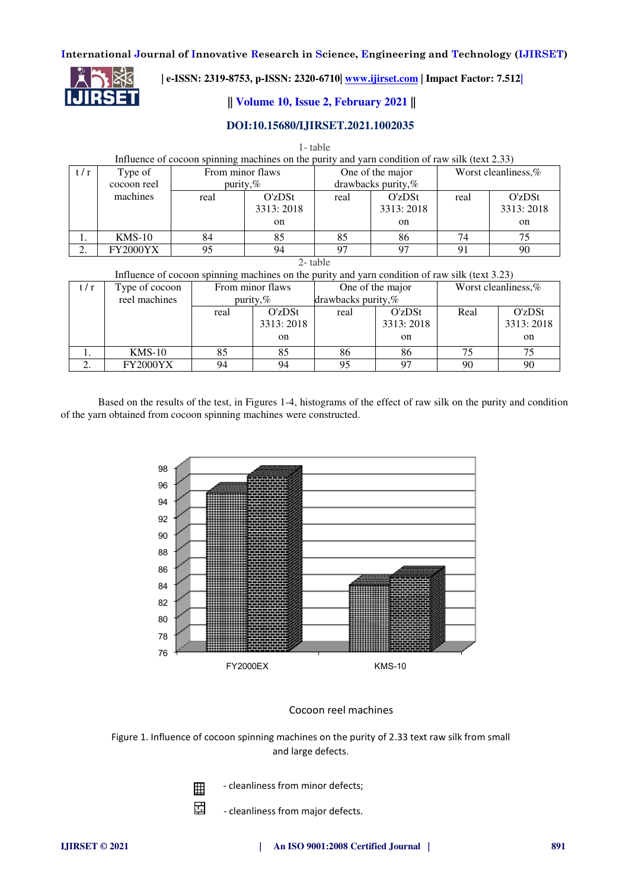1- table

Influence of cocoon spinning machines on the purity and yarn condition of raw silk (text 2.33)

| t / r | Type of cocoon reel machines | From minor flaws purity,% | | One of the major drawbacks purity,% | | Worst cleanliness,% | |
|---|---|---|---|---|---|---|---|
| | | real | O'zDSt 3313: 2018 on | real | O'zDSt 3313: 2018 on | real | O'zDSt 3313: 2018 on |
| 1. | KMS-10 | 84 | 85 | 85 | 86 | 74 | 75 |
| 2. | FY2000YX | 95 | 94 | 97 | 97 | 91 | 90 |

2- table

Influence of cocoon spinning machines on the purity and yarn condition of raw silk (text 3.23)

| t / r | Type of cocoon reel machines | From minor flaws purity,% | | One of the major drawbacks purity,% | | Worst cleanliness,% | |
|---|---|---|---|---|---|---|---|
| | | real | O'zDSt 3313: 2018 on | real | O'zDSt 3313: 2018 on | Real | O'zDSt 3313: 2018 on |
| 1. | KMS-10 | 85 | 85 | 86 | 86 | 75 | 75 |
| 2. | FY2000YX | 94 | 94 | 95 | 97 | 90 | 90 |

Based on the results of the test, in Figures 1-4, histograms of the effect of raw silk on the purity and condition of the yarn obtained from cocoon spinning machines were constructed.

Figure 1. Influence of cocoon spinning machines on the purity of 2.33 text raw silk from small and large defects.

- cleanliness from minor defects;

- cleanliness from major defects.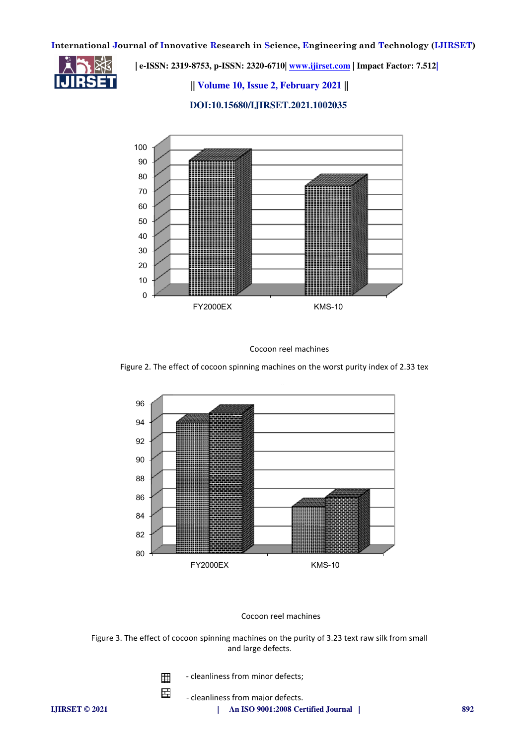Cocoon reel machines

Figure 2. The effect of cocoon spinning machines on the worst purity index of 2.33 tex

Cocoon reel machines

Figure 3. The effect of cocoon spinning machines on the purity of 3.23 text raw silk from small and large defects.

- cleanliness from minor defects;

- cleanliness from major defects.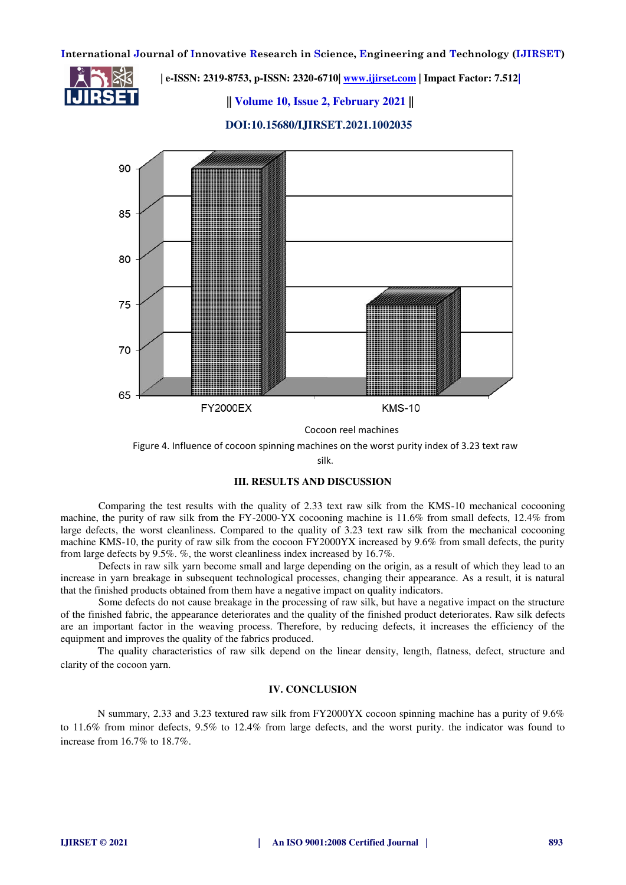Cocoon reel machines

Figure 4. Influence of cocoon spinning machines on the worst purity index of 3.23 text raw silk.

## III. RESULTS AND DISCUSSION

Comparing the test results with the quality of 2.33 text raw silk from the KMS-10 mechanical cocooning machine, the purity of raw silk from the FY-2000-YX cocooning machine is 11.6% from small defects, 12.4% from large defects, the worst cleanliness. Compared to the quality of 3.23 text raw silk from the mechanical cocooning machine KMS-10, the purity of raw silk from the cocoon FY2000YX increased by 9.6% from small defects, the purity from large defects by 9.5%. %, the worst cleanliness index increased by 16.7%.

Defects in raw silk yarn become small and large depending on the origin, as a result of which they lead to an increase in yarn breakage in subsequent technological processes, changing their appearance. As a result, it is natural that the finished products obtained from them have a negative impact on quality indicators.

Some defects do not cause breakage in the processing of raw silk, but have a negative impact on the structure of the finished fabric, the appearance deteriorates and the quality of the finished product deteriorates. Raw silk defects are an important factor in the weaving process. Therefore, by reducing defects, it increases the efficiency of the equipment and improves the quality of the fabrics produced.

The quality characteristics of raw silk depend on the linear density, length, flatness, defect, structure and clarity of the cocoon yarn.

## IV. CONCLUSION

N summary, 2.33 and 3.23 textured raw silk from FY2000YX cocoon spinning machine has a purity of 9.6% to 11.6% from minor defects, 9.5% to 12.4% from large defects, and the worst purity. the indicator was found to increase from 16.7% to 18.7%.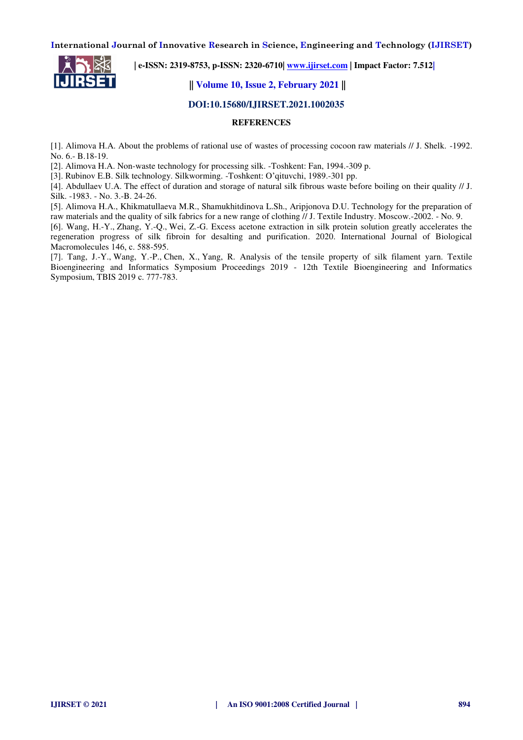**REFERENCES**

[1]. Alimova H.A. About the problems of rational use of wastes of processing cocoon raw materials // J. Shelk. -1992. No. 6.- B.18-19.

[2]. Alimova H.A. Non-waste technology for processing silk. -Toshkent: Fan, 1994.-309 p.

[3]. Rubinov E.B. Silk technology. Silkworming. -Toshkent: O'qituvchi, 1989.-301 pp.

[4]. Abdullaev U.A. The effect of duration and storage of natural silk fibrous waste before boiling on their quality // J. Silk. -1983. - No. 3.-B. 24-26.

[5]. Alimova H.A., Khikmatullaeva M.R., Shamukhitdinova L.Sh., Aripjonova D.U. Technology for the preparation of raw materials and the quality of silk fabrics for a new range of clothing // J. Textile Industry. Moscow.-2002. - No. 9.

[6]. Wang, H.-Y., Zhang, Y.-Q., Wei, Z.-G. Excess acetone extraction in silk protein solution greatly accelerates the regeneration progress of silk fibroin for desalting and purification. 2020. International Journal of Biological Macromolecules 146, c. 588-595.

[7]. Tang, J.-Y., Wang, Y.-P., Chen, X., Yang, R. Analysis of the tensile property of silk filament yarn. Textile Bioengineering and Informatics Symposium Proceedings 2019 - 12th Textile Bioengineering and Informatics Symposium, TBIS 2019 c. 777-783.